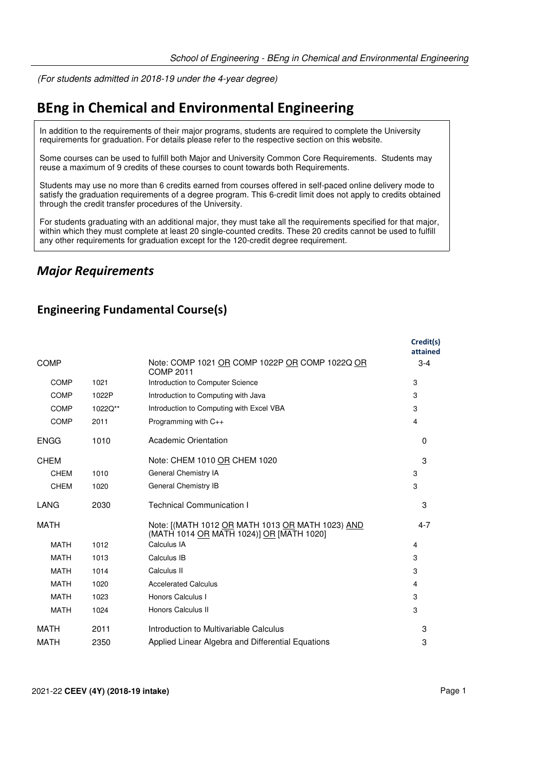*(For students admitted in 2018-19 under the 4-year degree)*

# BEng in Chemical and Environmental Engineering

In addition to the requirements of their major programs, students are required to complete the University requirements for graduation. For details please refer to the respective section on this website.

Some courses can be used to fulfill both Major and University Common Core Requirements. Students may reuse a maximum of 9 credits of these courses to count towards both Requirements.

Students may use no more than 6 credits earned from courses offered in self-paced online delivery mode to satisfy the graduation requirements of a degree program. This 6-credit limit does not apply to credits obtained through the credit transfer procedures of the University.

For students graduating with an additional major, they must take all the requirements specified for that major, within which they must complete at least 20 single-counted credits. These 20 credits cannot be used to fulfill any other requirements for graduation except for the 120-credit degree requirement.

## *Major Requirements*

### Engineering Fundamental Course(s)

| | | | Credit(s) attained |
|---|---|---|---|
| COMP | | Note: COMP 1021 OR COMP 1022P OR COMP 1022Q OR COMP 2011 | 3-4 |
| COMP | 1021 | Introduction to Computer Science | 3 |
| COMP | 1022P | Introduction to Computing with Java | 3 |
| COMP | 1022Q** | Introduction to Computing with Excel VBA | 3 |
| COMP | 2011 | Programming with C++ | 4 |
| ENGG | 1010 | Academic Orientation | 0 |
| CHEM | | Note: CHEM 1010 OR CHEM 1020 | 3 |
| CHEM | 1010 | General Chemistry IA | 3 |
| CHEM | 1020 | General Chemistry IB | 3 |
| LANG | 2030 | Technical Communication I | 3 |
| MATH | | Note: [(MATH 1012 OR MATH 1013 OR MATH 1023) AND (MATH 1014 OR MATH 1024)] OR [MATH 1020] | 4-7 |
| MATH | 1012 | Calculus IA | 4 |
| MATH | 1013 | Calculus IB | 3 |
| MATH | 1014 | Calculus II | 3 |
| MATH | 1020 | Accelerated Calculus | 4 |
| MATH | 1023 | Honors Calculus I | 3 |
| MATH | 1024 | Honors Calculus II | 3 |
| MATH | 2011 | Introduction to Multivariable Calculus | 3 |
| MATH | 2350 | Applied Linear Algebra and Differential Equations | 3 |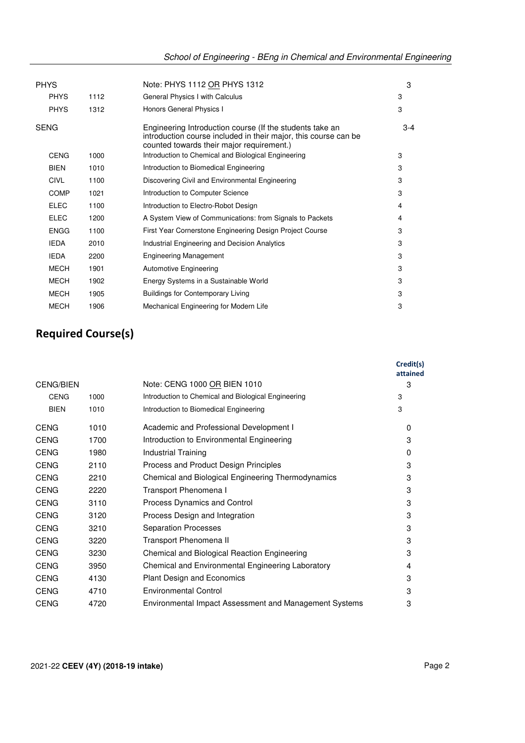| | | | |
|---|---|---|---|
| PHYS | | Note: PHYS 1112 OR PHYS 1312 | 3 |
| PHYS | 1112 | General Physics I with Calculus | 3 |
| PHYS | 1312 | Honors General Physics I | 3 |
| SENG | | Engineering Introduction course (If the students take an introduction course included in their major, this course can be counted towards their major requirement.) | 3-4 |
| CENG | 1000 | Introduction to Chemical and Biological Engineering | 3 |
| BIEN | 1010 | Introduction to Biomedical Engineering | 3 |
| CIVL | 1100 | Discovering Civil and Environmental Engineering | 3 |
| COMP | 1021 | Introduction to Computer Science | 3 |
| ELEC | 1100 | Introduction to Electro-Robot Design | 4 |
| ELEC | 1200 | A System View of Communications: from Signals to Packets | 4 |
| ENGG | 1100 | First Year Cornerstone Engineering Design Project Course | 3 |
| IEDA | 2010 | Industrial Engineering and Decision Analytics | 3 |
| IEDA | 2200 | Engineering Management | 3 |
| MECH | 1901 | Automotive Engineering | 3 |
| MECH | 1902 | Energy Systems in a Sustainable World | 3 |
| MECH | 1905 | Buildings for Contemporary Living | 3 |
| MECH | 1906 | Mechanical Engineering for Modern Life | 3 |

## Required Course(s)

| | | | Credit(s) attained |
|---|---|---|---|
| CENG/BIEN | | Note: CENG 1000 OR BIEN 1010 | 3 |
| CENG | 1000 | Introduction to Chemical and Biological Engineering | 3 |
| BIEN | 1010 | Introduction to Biomedical Engineering | 3 |
| CENG | 1010 | Academic and Professional Development I | 0 |
| CENG | 1700 | Introduction to Environmental Engineering | 3 |
| CENG | 1980 | Industrial Training | 0 |
| CENG | 2110 | Process and Product Design Principles | 3 |
| CENG | 2210 | Chemical and Biological Engineering Thermodynamics | 3 |
| CENG | 2220 | Transport Phenomena I | 3 |
| CENG | 3110 | Process Dynamics and Control | 3 |
| CENG | 3120 | Process Design and Integration | 3 |
| CENG | 3210 | Separation Processes | 3 |
| CENG | 3220 | Transport Phenomena II | 3 |
| CENG | 3230 | Chemical and Biological Reaction Engineering | 3 |
| CENG | 3950 | Chemical and Environmental Engineering Laboratory | 4 |
| CENG | 4130 | Plant Design and Economics | 3 |
| CENG | 4710 | Environmental Control | 3 |
| CENG | 4720 | Environmental Impact Assessment and Management Systems | 3 |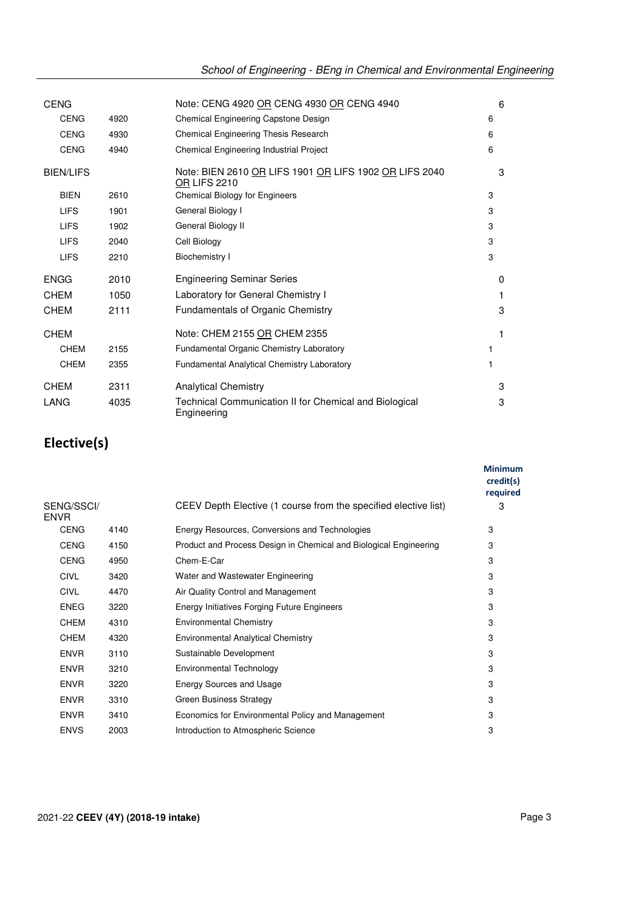| | | | |
|---|---|---|---|
| CENG | | Note: CENG 4920 OR CENG 4930 OR CENG 4940 | 6 |
| CENG | 4920 | Chemical Engineering Capstone Design | 6 |
| CENG | 4930 | Chemical Engineering Thesis Research | 6 |
| CENG | 4940 | Chemical Engineering Industrial Project | 6 |
| BIEN/LIFS | | Note: BIEN 2610 OR LIFS 1901 OR LIFS 1902 OR LIFS 2040 OR LIFS 2210 | 3 |
| BIEN | 2610 | Chemical Biology for Engineers | 3 |
| LIFS | 1901 | General Biology I | 3 |
| LIFS | 1902 | General Biology II | 3 |
| LIFS | 2040 | Cell Biology | 3 |
| LIFS | 2210 | Biochemistry I | 3 |
| ENGG | 2010 | Engineering Seminar Series | 0 |
| CHEM | 1050 | Laboratory for General Chemistry I | 1 |
| CHEM | 2111 | Fundamentals of Organic Chemistry | 3 |
| CHEM | | Note: CHEM 2155 OR CHEM 2355 | 1 |
| CHEM | 2155 | Fundamental Organic Chemistry Laboratory | 1 |
| CHEM | 2355 | Fundamental Analytical Chemistry Laboratory | 1 |
| CHEM | 2311 | Analytical Chemistry | 3 |
| LANG | 4035 | Technical Communication II for Chemical and Biological Engineering | 3 |

## Elective(s)

| | | | Minimum credit(s) required |
|---|---|---|---|
| SENG/SSCI/ENVR | | CEEV Depth Elective (1 course from the specified elective list) | 3 |
| CENG | 4140 | Energy Resources, Conversions and Technologies | 3 |
| CENG | 4150 | Product and Process Design in Chemical and Biological Engineering | 3 |
| CENG | 4950 | Chem-E-Car | 3 |
| CIVL | 3420 | Water and Wastewater Engineering | 3 |
| CIVL | 4470 | Air Quality Control and Management | 3 |
| ENEG | 3220 | Energy Initiatives Forging Future Engineers | 3 |
| CHEM | 4310 | Environmental Chemistry | 3 |
| CHEM | 4320 | Environmental Analytical Chemistry | 3 |
| ENVR | 3110 | Sustainable Development | 3 |
| ENVR | 3210 | Environmental Technology | 3 |
| ENVR | 3220 | Energy Sources and Usage | 3 |
| ENVR | 3310 | Green Business Strategy | 3 |
| ENVR | 3410 | Economics for Environmental Policy and Management | 3 |
| ENVS | 2003 | Introduction to Atmospheric Science | 3 |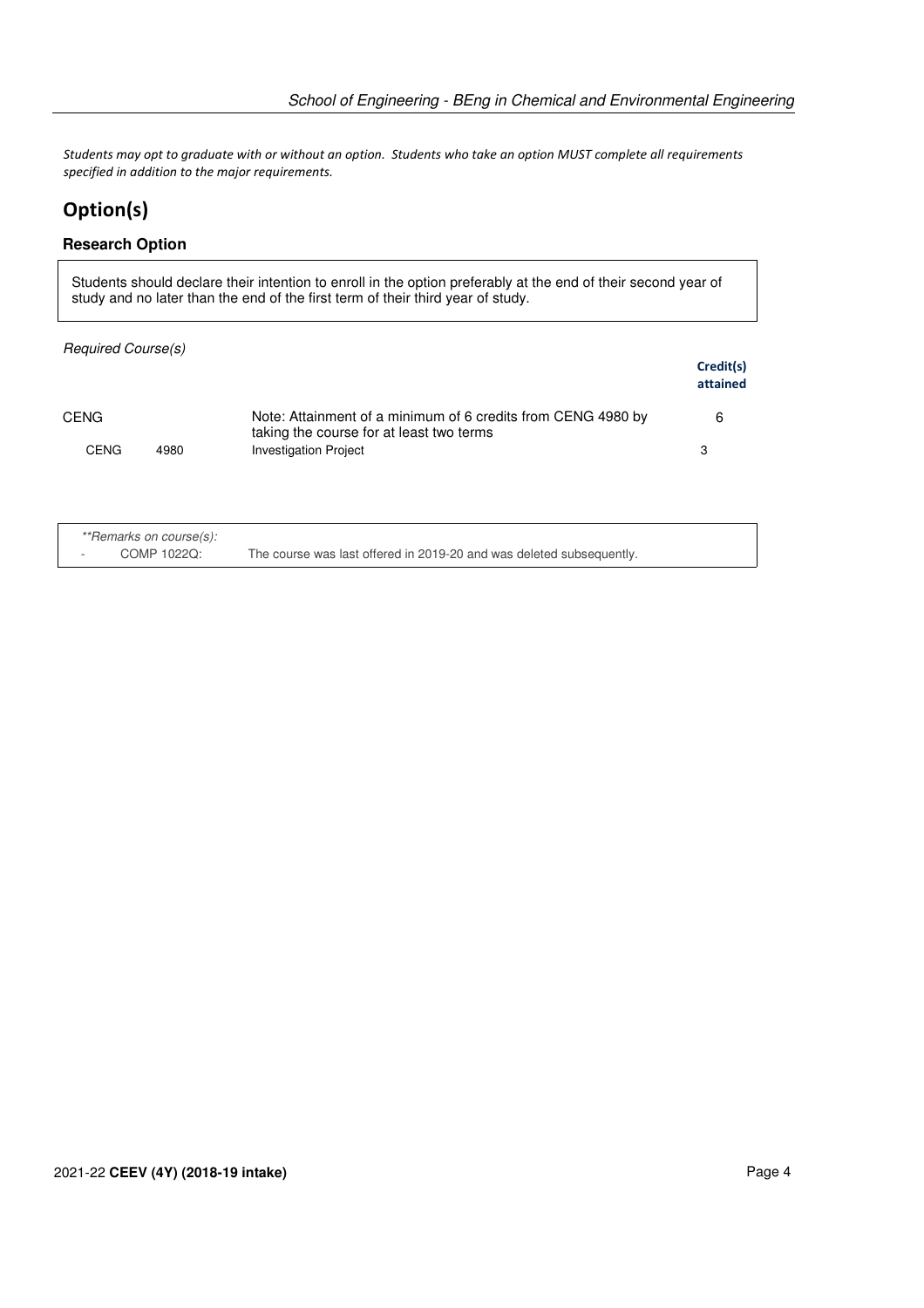*Students may opt to graduate with or without an option. Students who take an option MUST complete all requirements specified in addition to the major requirements.*

## Option(s)

### Research Option

Students should declare their intention to enroll in the option preferably at the end of their second year of study and no later than the end of the first term of their third year of study.

*Required Course(s)*

| | | | Credit(s) attained |
|---|---|---|---|
| CENG | | Note: Attainment of a minimum of 6 credits from CENG 4980 by taking the course for at least two terms | 6 |
| CENG | 4980 | Investigation Project | 3 |

*\*\*Remarks on course(s):*

- COMP 1022Q: The course was last offered in 2019-20 and was deleted subsequently.